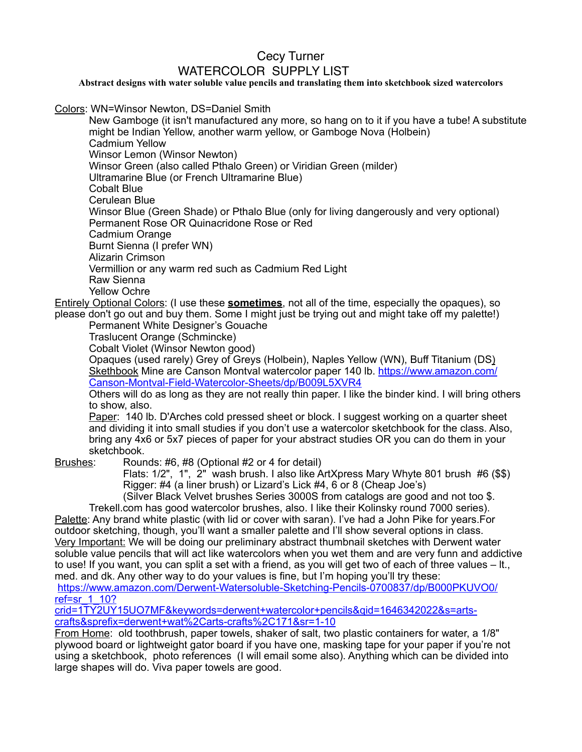# Cecy Turner

## WATERCOLOR SUPPLY LIST

**Abstract designs with water soluble value pencils and translating them into sketchbook sized watercolors**

Colors: WN=Winsor Newton, DS=Daniel Smith

- New Gamboge (it isn't manufactured any more, so hang on to it if you have a tube! A substitute might be Indian Yellow, another warm yellow, or Gamboge Nova (Holbein)
- Cadmium Yellow
- Winsor Lemon (Winsor Newton)
- Winsor Green (also called Pthalo Green) or Viridian Green (milder)
- Ultramarine Blue (or French Ultramarine Blue)
- Cobalt Blue
- Cerulean Blue
- Winsor Blue (Green Shade) or Pthalo Blue (only for living dangerously and very optional)
- Permanent Rose OR Quinacridone Rose or Red
- Cadmium Orange
- Burnt Sienna (I prefer WN)
- Alizarin Crimson
- Vermillion or any warm red such as Cadmium Red Light
- Raw Sienna
- Yellow Ochre

Entirely Optional Colors: (I use these **sometimes**, not all of the time, especially the opaques), so please don't go out and buy them. Some I might just be trying out and might take off my palette!)

- Permanent White Designer's Gouache
- Traslucent Orange (Schmincke)
- Cobalt Violet (Winsor Newton good)
- Opaques (used rarely) Grey of Greys (Holbein), Naples Yellow (WN), Buff Titanium (DS)

Skethbook Mine are Canson Montval watercolor paper 140 lb. https://www.amazon.com/Canson-Montval-Field-Watercolor-Sheets/dp/B009L5XVR4

Others will do as long as they are not really thin paper. I like the binder kind. I will bring others to show, also.

Paper: 140 lb. D'Arches cold pressed sheet or block. I suggest working on a quarter sheet and dividing it into small studies if you don't use a watercolor sketchbook for the class. Also, bring any 4x6 or 5x7 pieces of paper for your abstract studies OR you can do them in your sketchbook.

Brushes:
- Rounds: #6, #8 (Optional #2 or 4 for detail)
- Flats: 1/2", 1", 2" wash brush. I also like ArtXpress Mary Whyte 801 brush #6 ($$)
- Rigger: #4 (a liner brush) or Lizard's Lick #4, 6 or 8 (Cheap Joe's)
- (Silver Black Velvet brushes Series 3000S from catalogs are good and not too $.

Trekell.com has good watercolor brushes, also. I like their Kolinsky round 7000 series).

Palette: Any brand white plastic (with lid or cover with saran). I've had a John Pike for years.For outdoor sketching, though, you'll want a smaller palette and I'll show several options in class.

Very Important: We will be doing our preliminary abstract thumbnail sketches with Derwent water soluble value pencils that will act like watercolors when you wet them and are very funn and addictive to use! If you want, you can split a set with a friend, as you will get two of each of three values – lt., med. and dk. Any other way to do your values is fine, but I'm hoping you'll try these:
https://www.amazon.com/Derwent-Watersoluble-Sketching-Pencils-0700837/dp/B000PKUVO0/ref=sr_1_10?crid=1TY2UY15UO7MF&keywords=derwent+watercolor+pencils&qid=1646342022&s=arts-crafts&sprefix=derwent+wat%2Carts-crafts%2C171&sr=1-10

From Home: old toothbrush, paper towels, shaker of salt, two plastic containers for water, a 1/8" plywood board or lightweight gator board if you have one, masking tape for your paper if you're not using a sketchbook, photo references (I will email some also). Anything which can be divided into large shapes will do. Viva paper towels are good.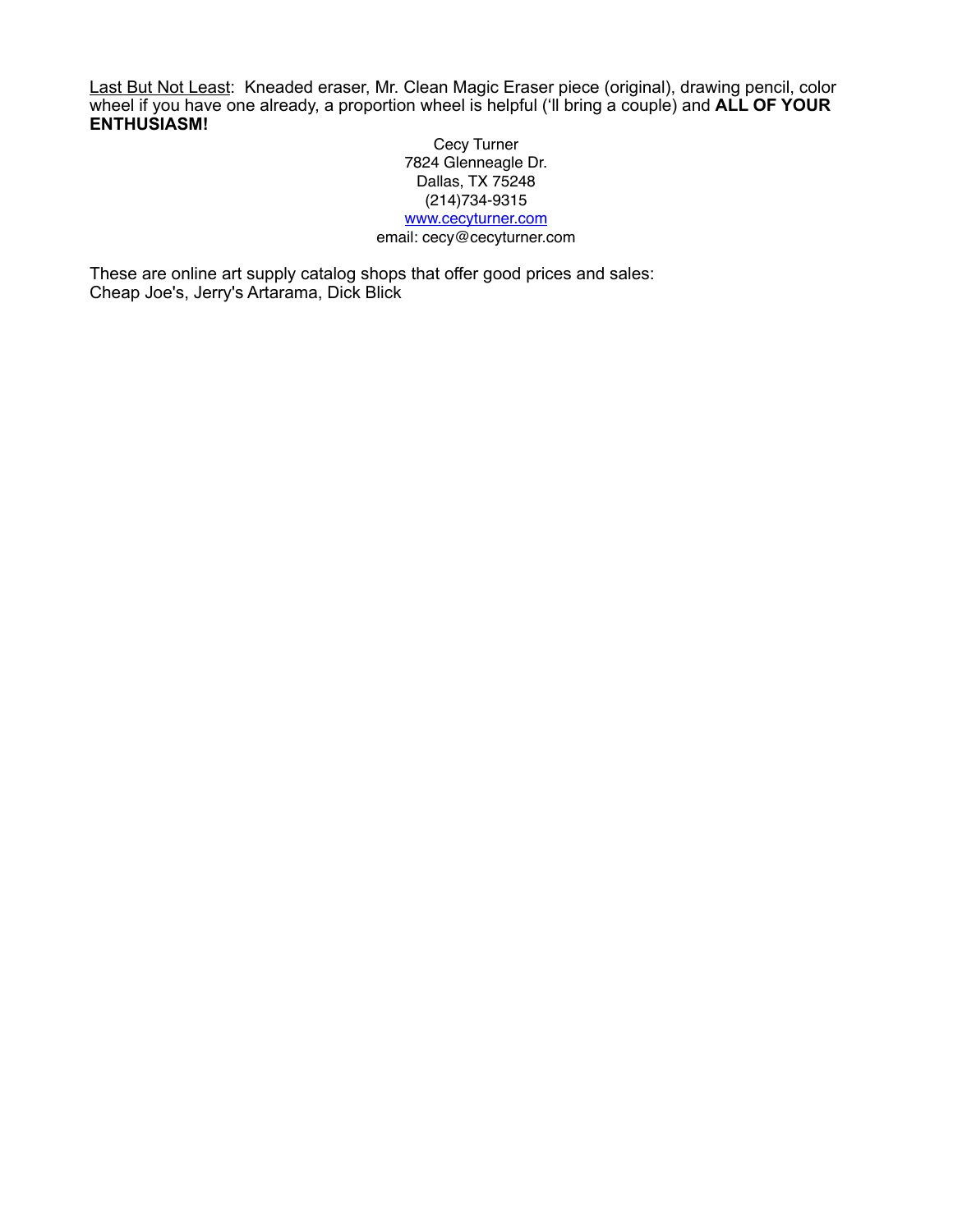<u>Last But Not Least</u>: Kneaded eraser, Mr. Clean Magic Eraser piece (original), drawing pencil, color wheel if you have one already, a proportion wheel is helpful (‘ll bring a couple) and **ALL OF YOUR ENTHUSIASM!**

Cecy Turner  
7824 Glenneagle Dr.  
Dallas, TX 75248  
(214)734-9315  
[www.cecyturner.com](http://www.cecyturner.com)  
email: cecy@cecyturner.com

These are online art supply catalog shops that offer good prices and sales:  
Cheap Joe's, Jerry's Artarama, Dick Blick